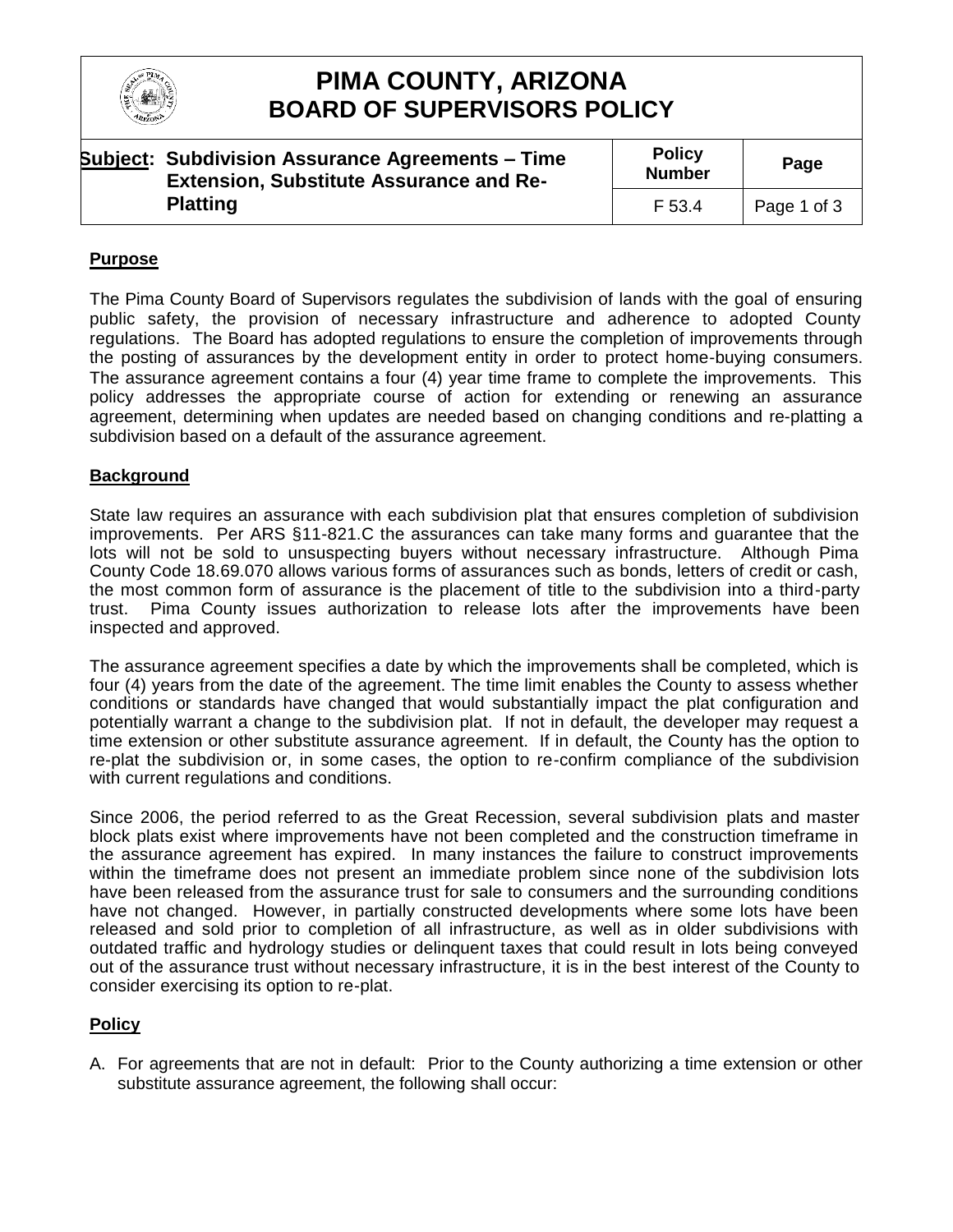# PIMA COUNTY, ARIZONA
## BOARD OF SUPERVISORS POLICY

| **Subject:** Subdivision Assurance Agreements – Time Extension, Substitute Assurance and Re-Platting | **Policy Number** | **Page** |
|---|---|---|
| | F 53.4 | Page 1 of 3 |

### Purpose

The Pima County Board of Supervisors regulates the subdivision of lands with the goal of ensuring public safety, the provision of necessary infrastructure and adherence to adopted County regulations. The Board has adopted regulations to ensure the completion of improvements through the posting of assurances by the development entity in order to protect home-buying consumers. The assurance agreement contains a four (4) year time frame to complete the improvements. This policy addresses the appropriate course of action for extending or renewing an assurance agreement, determining when updates are needed based on changing conditions and re-platting a subdivision based on a default of the assurance agreement.

### Background

State law requires an assurance with each subdivision plat that ensures completion of subdivision improvements. Per ARS §11-821.C the assurances can take many forms and guarantee that the lots will not be sold to unsuspecting buyers without necessary infrastructure. Although Pima County Code 18.69.070 allows various forms of assurances such as bonds, letters of credit or cash, the most common form of assurance is the placement of title to the subdivision into a third-party trust. Pima County issues authorization to release lots after the improvements have been inspected and approved.

The assurance agreement specifies a date by which the improvements shall be completed, which is four (4) years from the date of the agreement. The time limit enables the County to assess whether conditions or standards have changed that would substantially impact the plat configuration and potentially warrant a change to the subdivision plat. If not in default, the developer may request a time extension or other substitute assurance agreement. If in default, the County has the option to re-plat the subdivision or, in some cases, the option to re-confirm compliance of the subdivision with current regulations and conditions.

Since 2006, the period referred to as the Great Recession, several subdivision plats and master block plats exist where improvements have not been completed and the construction timeframe in the assurance agreement has expired. In many instances the failure to construct improvements within the timeframe does not present an immediate problem since none of the subdivision lots have been released from the assurance trust for sale to consumers and the surrounding conditions have not changed. However, in partially constructed developments where some lots have been released and sold prior to completion of all infrastructure, as well as in older subdivisions with outdated traffic and hydrology studies or delinquent taxes that could result in lots being conveyed out of the assurance trust without necessary infrastructure, it is in the best interest of the County to consider exercising its option to re-plat.

### Policy

A. For agreements that are not in default: Prior to the County authorizing a time extension or other substitute assurance agreement, the following shall occur: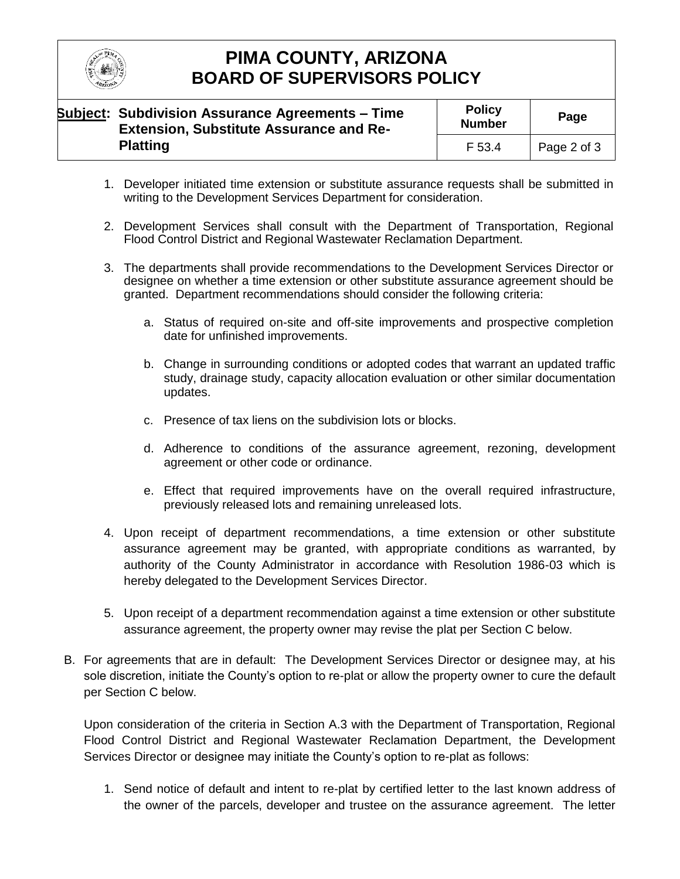1. Developer initiated time extension or substitute assurance requests shall be submitted in writing to the Development Services Department for consideration.

2. Development Services shall consult with the Department of Transportation, Regional Flood Control District and Regional Wastewater Reclamation Department.

3. The departments shall provide recommendations to the Development Services Director or designee on whether a time extension or other substitute assurance agreement should be granted. Department recommendations should consider the following criteria:

   a. Status of required on-site and off-site improvements and prospective completion date for unfinished improvements.

   b. Change in surrounding conditions or adopted codes that warrant an updated traffic study, drainage study, capacity allocation evaluation or other similar documentation updates.

   c. Presence of tax liens on the subdivision lots or blocks.

   d. Adherence to conditions of the assurance agreement, rezoning, development agreement or other code or ordinance.

   e. Effect that required improvements have on the overall required infrastructure, previously released lots and remaining unreleased lots.

4. Upon receipt of department recommendations, a time extension or other substitute assurance agreement may be granted, with appropriate conditions as warranted, by authority of the County Administrator in accordance with Resolution 1986-03 which is hereby delegated to the Development Services Director.

5. Upon receipt of a department recommendation against a time extension or other substitute assurance agreement, the property owner may revise the plat per Section C below.

B. For agreements that are in default: The Development Services Director or designee may, at his sole discretion, initiate the County's option to re-plat or allow the property owner to cure the default per Section C below.

   Upon consideration of the criteria in Section A.3 with the Department of Transportation, Regional Flood Control District and Regional Wastewater Reclamation Department, the Development Services Director or designee may initiate the County's option to re-plat as follows:

   1. Send notice of default and intent to re-plat by certified letter to the last known address of the owner of the parcels, developer and trustee on the assurance agreement. The letter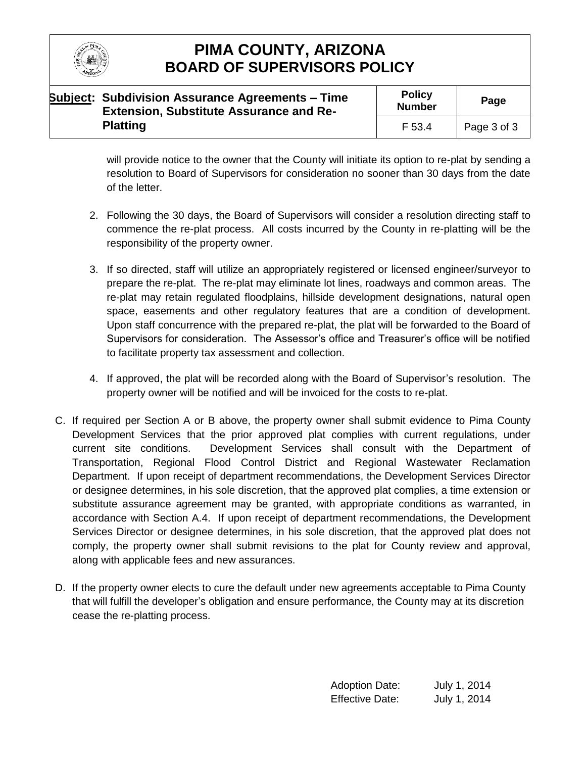will provide notice to the owner that the County will initiate its option to re-plat by sending a resolution to Board of Supervisors for consideration no sooner than 30 days from the date of the letter.

2. Following the 30 days, the Board of Supervisors will consider a resolution directing staff to commence the re-plat process. All costs incurred by the County in re-platting will be the responsibility of the property owner.

3. If so directed, staff will utilize an appropriately registered or licensed engineer/surveyor to prepare the re-plat. The re-plat may eliminate lot lines, roadways and common areas. The re-plat may retain regulated floodplains, hillside development designations, natural open space, easements and other regulatory features that are a condition of development. Upon staff concurrence with the prepared re-plat, the plat will be forwarded to the Board of Supervisors for consideration. The Assessor's office and Treasurer's office will be notified to facilitate property tax assessment and collection.

4. If approved, the plat will be recorded along with the Board of Supervisor's resolution. The property owner will be notified and will be invoiced for the costs to re-plat.

C. If required per Section A or B above, the property owner shall submit evidence to Pima County Development Services that the prior approved plat complies with current regulations, under current site conditions. Development Services shall consult with the Department of Transportation, Regional Flood Control District and Regional Wastewater Reclamation Department. If upon receipt of department recommendations, the Development Services Director or designee determines, in his sole discretion, that the approved plat complies, a time extension or substitute assurance agreement may be granted, with appropriate conditions as warranted, in accordance with Section A.4. If upon receipt of department recommendations, the Development Services Director or designee determines, in his sole discretion, that the approved plat does not comply, the property owner shall submit revisions to the plat for County review and approval, along with applicable fees and new assurances.

D. If the property owner elects to cure the default under new agreements acceptable to Pima County that will fulfill the developer's obligation and ensure performance, the County may at its discretion cease the re-platting process.

Adoption Date: July 1, 2014
Effective Date: July 1, 2014